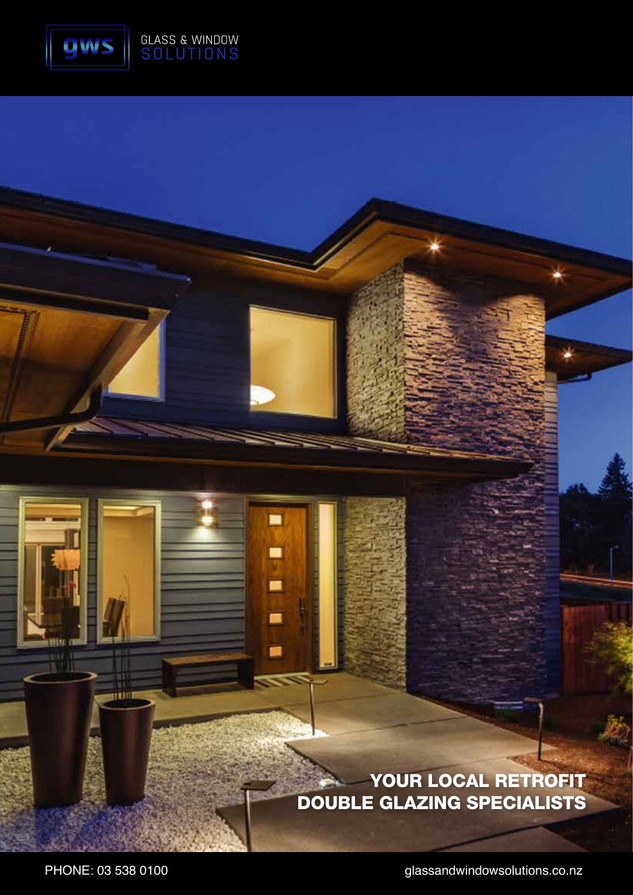GLASS & WINDOW SOLUTIONS

# YOUR LOCAL RETROFIT DOUBLE GLAZING SPECIALISTS

PHONE: 03 538 0100

glassandwindowsolutions.co.nz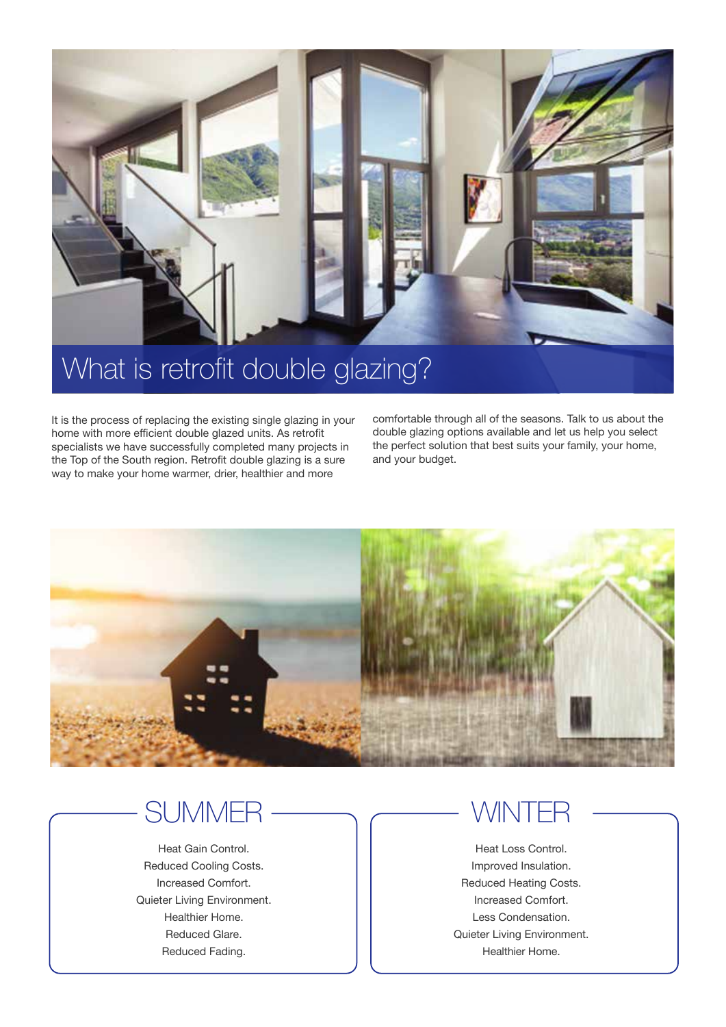# What is retrofit double glazing?

It is the process of replacing the existing single glazing in your home with more efficient double glazed units. As retrofit specialists we have successfully completed many projects in the Top of the South region. Retrofit double glazing is a sure way to make your home warmer, drier, healthier and more comfortable through all of the seasons. Talk to us about the double glazing options available and let us help you select the perfect solution that best suits your family, your home, and your budget.

## SUMMER

Heat Gain Control.
Reduced Cooling Costs.
Increased Comfort.
Quieter Living Environment.
Healthier Home.
Reduced Glare.
Reduced Fading.

## WINTER

Heat Loss Control.
Improved Insulation.
Reduced Heating Costs.
Increased Comfort.
Less Condensation.
Quieter Living Environment.
Healthier Home.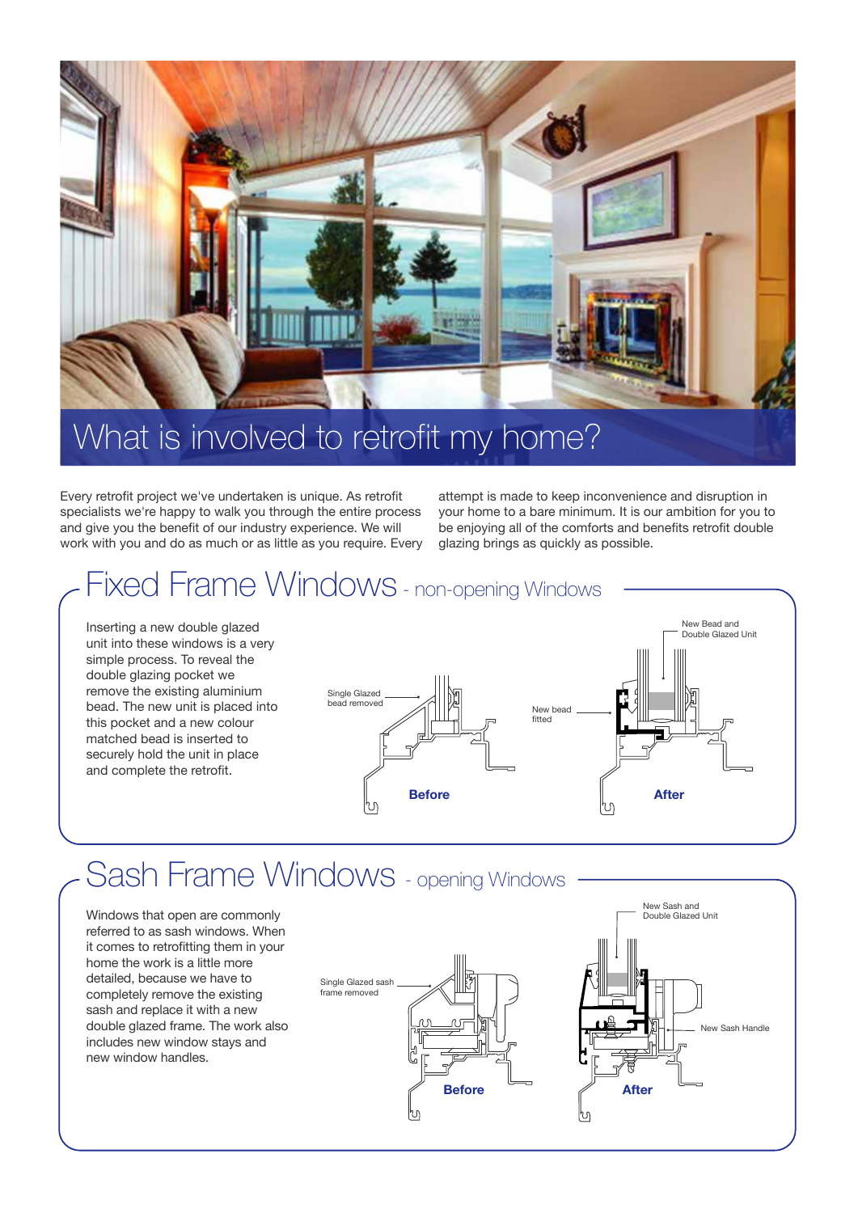# What is involved to retrofit my home?

Every retrofit project we've undertaken is unique. As retrofit specialists we're happy to walk you through the entire process and give you the benefit of our industry experience. We will work with you and do as much or as little as you require. Every attempt is made to keep inconvenience and disruption in your home to a bare minimum. It is our ambition for you to be enjoying all of the comforts and benefits retrofit double glazing brings as quickly as possible.

## Fixed Frame Windows - non-opening Windows

Inserting a new double glazed unit into these windows is a very simple process. To reveal the double glazing pocket we remove the existing aluminium bead. The new unit is placed into this pocket and a new colour matched bead is inserted to securely hold the unit in place and complete the retrofit.

Single Glazed bead removed

**Before**

New bead fitted

New Bead and Double Glazed Unit

**After**

## Sash Frame Windows - opening Windows

Windows that open are commonly referred to as sash windows. When it comes to retrofitting them in your home the work is a little more detailed, because we have to completely remove the existing sash and replace it with a new double glazed frame. The work also includes new window stays and new window handles.

Single Glazed sash frame removed

**Before**

New Sash and Double Glazed Unit

New Sash Handle

**After**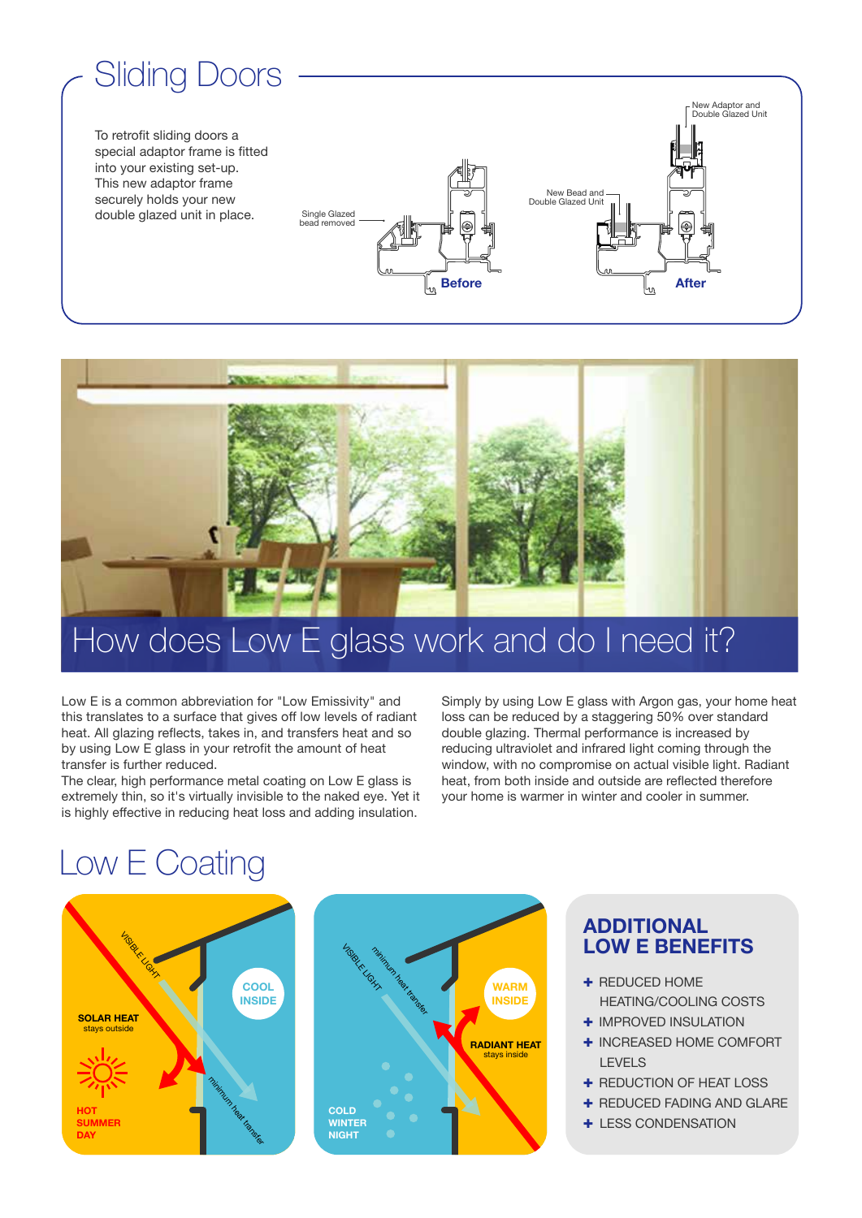# Sliding Doors

To retrofit sliding doors a special adaptor frame is fitted into your existing set-up. This new adaptor frame securely holds your new double glazed unit in place.

Single Glazed bead removed

**Before**

New Bead and Double Glazed Unit

New Adaptor and Double Glazed Unit

**After**

# How does Low E glass work and do I need it?

Low E is a common abbreviation for "Low Emissivity" and this translates to a surface that gives off low levels of radiant heat. All glazing reflects, takes in, and transfers heat and so by using Low E glass in your retrofit the amount of heat transfer is further reduced.
The clear, high performance metal coating on Low E glass is extremely thin, so it's virtually invisible to the naked eye. Yet it is highly effective in reducing heat loss and adding insulation.

Simply by using Low E glass with Argon gas, your home heat loss can be reduced by a staggering 50% over standard double glazing. Thermal performance is increased by reducing ultraviolet and infrared light coming through the window, with no compromise on actual visible light. Radiant heat, from both inside and outside are reflected therefore your home is warmer in winter and cooler in summer.

# Low E Coating

VISIBLE LIGHT

SOLAR HEAT stays outside

COOL INSIDE

minimum heat transfer

HOT SUMMER DAY

VISIBLE LIGHT

minimum heat transfer

WARM INSIDE

RADIANT HEAT stays inside

COLD WINTER NIGHT

## ADDITIONAL LOW E BENEFITS

- REDUCED HOME HEATING/COOLING COSTS
- IMPROVED INSULATION
- INCREASED HOME COMFORT LEVELS
- REDUCTION OF HEAT LOSS
- REDUCED FADING AND GLARE
- LESS CONDENSATION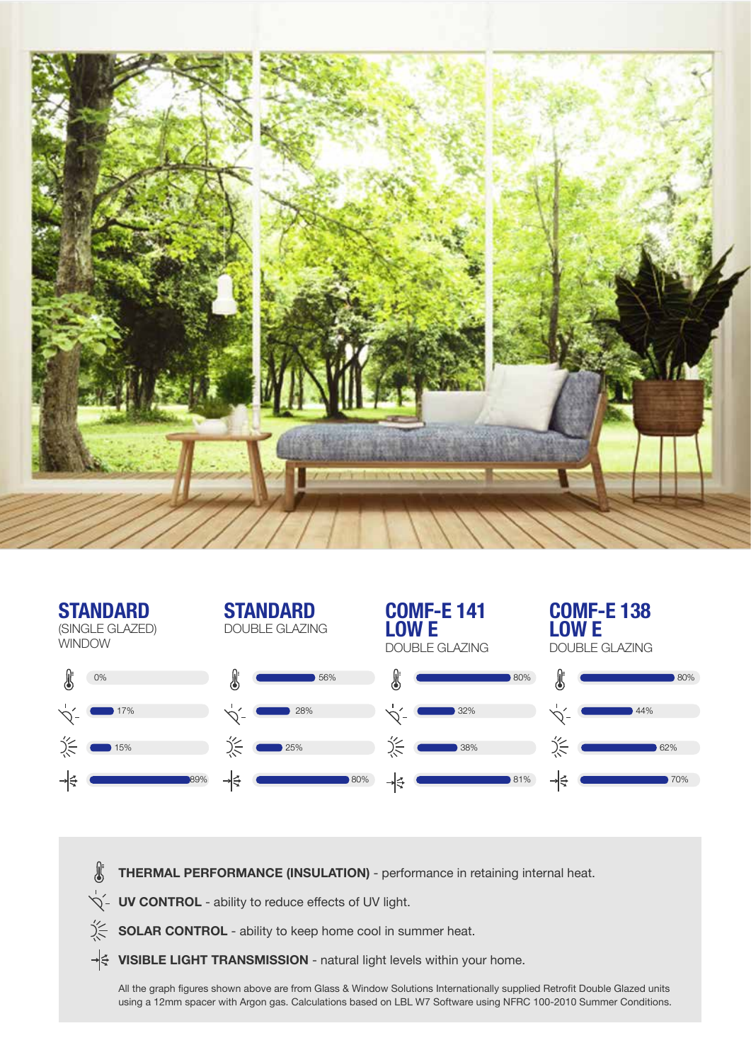| | STANDARD (SINGLE GLAZED) WINDOW | STANDARD DOUBLE GLAZING | COMF-E 141 LOW E DOUBLE GLAZING | COMF-E 138 LOW E DOUBLE GLAZING |
|---|---|---|---|---|
| Thermal Performance (Insulation) | 0% | 56% | 80% | 80% |
| UV Control | 17% | 28% | 32% | 44% |
| Solar Control | 15% | 25% | 38% | 62% |
| Visible Light Transmission | 89% | 80% | 81% | 70% |

**THERMAL PERFORMANCE (INSULATION)** - performance in retaining internal heat.

**UV CONTROL** - ability to reduce effects of UV light.

**SOLAR CONTROL** - ability to keep home cool in summer heat.

**VISIBLE LIGHT TRANSMISSION** - natural light levels within your home.

All the graph figures shown above are from Glass & Window Solutions Internationally supplied Retrofit Double Glazed units using a 12mm spacer with Argon gas. Calculations based on LBL W7 Software using NFRC 100-2010 Summer Conditions.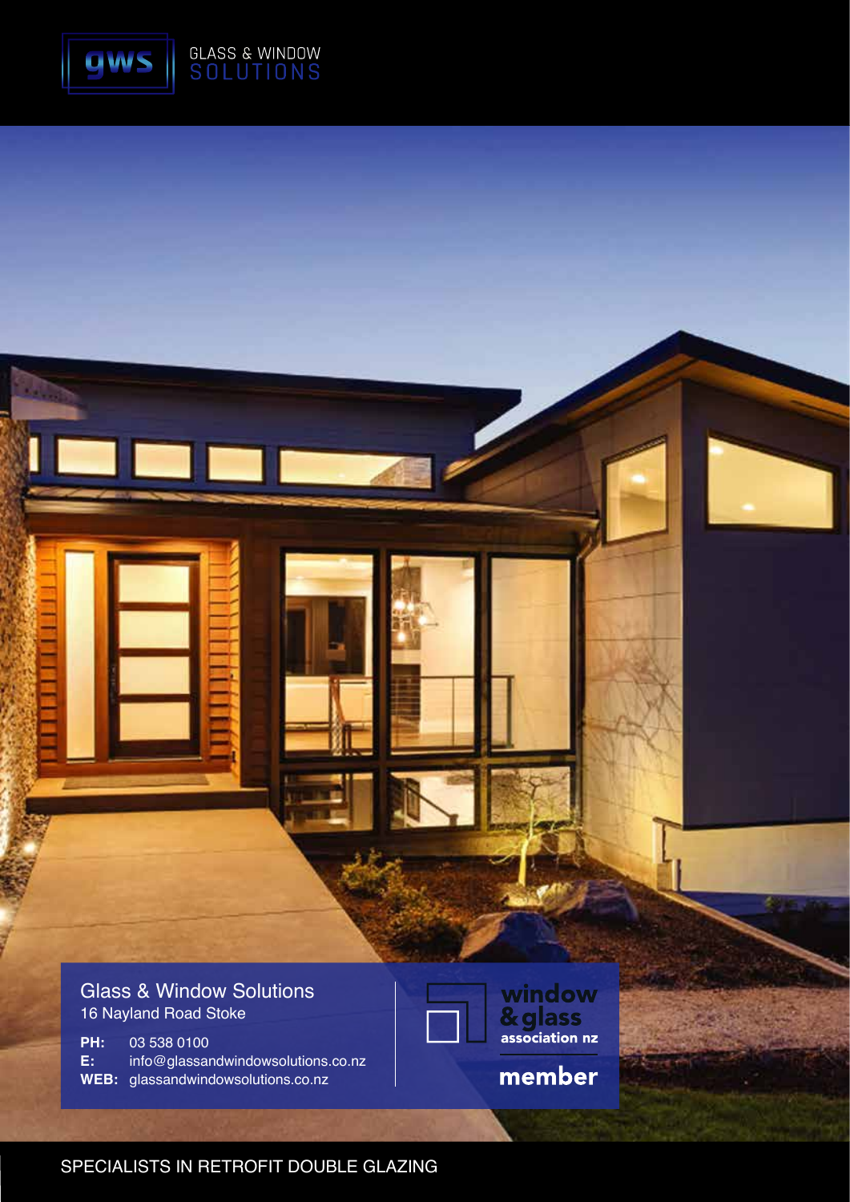GLASS & WINDOW
SOLUTIONS

## Glass & Window Solutions

16 Nayland Road Stoke

**PH:** 03 538 0100
**E:** info@glassandwindowsolutions.co.nz
**WEB:** glassandwindowsolutions.co.nz

window & glass association nz member

SPECIALISTS IN RETROFIT DOUBLE GLAZING